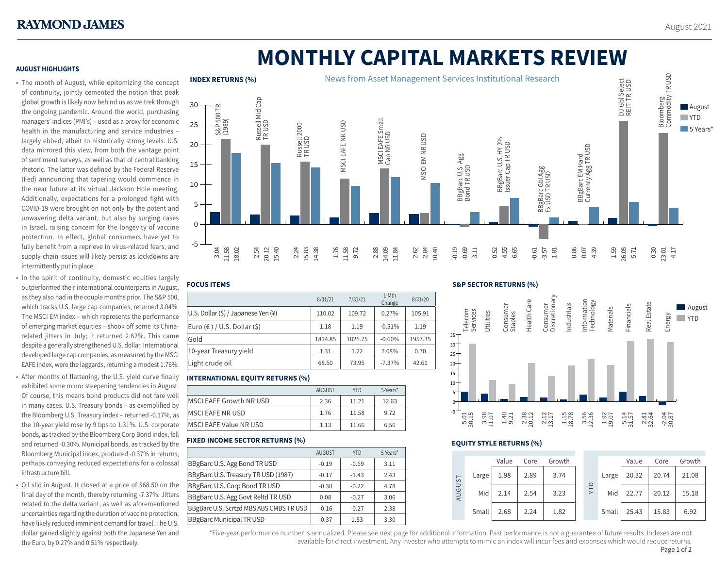# MONTHLY CAPITAL MARKETS REVIEW

News from Asset Management Services Institutional Research

August 2021

## AUGUST HIGHLIGHTS

- The month of August, while epitomizing the concept of continuity, jointly cemented the notion that peak global growth is likely now behind us as we trek through the ongoing pandemic. Around the world, purchasing managers' indices (PMI's) – used as a proxy for economic health in the manufacturing and service industries – largely ebbed, albeit to historically strong levels. U.S. data mirrored this view, from both the vantage point of sentiment surveys, as well as that of central banking rhetoric. The latter was defined by the Federal Reserve (Fed) announcing that tapering would commence in the near future at its virtual Jackson Hole meeting. Additionally, expectations for a prolonged fight with COVID-19 were brought on not only by the potent and unwavering delta variant, but also by surging cases in Israel, raising concern for the longevity of vaccine protection. In effect, global consumers have yet to fully benefit from a reprieve in virus-related fears, and supply-chain issues will likely persist as lockdowns are intermittently put in place.
- In the spirit of continuity, domestic equities largely outperformed their international counterparts in August, as they also had in the couple months prior. The S&P 500, which tracks U.S. large cap companies, returned 3.04%. The MSCI EM index – which represents the performance of emerging market equities – shook off some its China-related jitters in July; it returned 2.62%. This came despite a generally strengthened U.S. dollar. International developed large cap companies, as measured by the MSCI EAFE index, were the laggards, returning a modest 1.76%.
- After months of flattening, the U.S. yield curve finally exhibited some minor steepening tendencies in August. Of course, this means bond products did not fare well in many cases. U.S. Treasury bonds – as exemplified by the Bloomberg U.S. Treasury index – returned -0.17%, as the 10-year yield rose by 9 bps to 1.31%. U.S. corporate bonds, as tracked by the Bloomberg Corp Bond index, fell and returned -0.30%. Municipal bonds, as tracked by the Bloomberg Municipal index, produced -0.37% in returns, perhaps conveying reduced expectations for a colossal infrastructure bill.
- Oil slid in August. It closed at a price of $68.50 on the final day of the month, thereby returning -7.37%. Jitters related to the delta variant, as well as aforementioned uncertainties regarding the duration of vaccine protection, have likely reduced imminent demand for travel. The U.S. dollar gained slightly against both the Japanese Yen and the Euro, by 0.27% and 0.51% respectively.

## INDEX RETURNS (%)

| Index | August | YTD | 5 Years* |
|---|---|---|---|
| S&P 500 TR (1989) | 3.04 | 21.58 | 18.02 |
| Russell Mid Cap TR USD | 2.54 | 20.12 | 15.40 |
| Russell 2000 TR USD | 2.24 | 15.83 | 14.38 |
| MSCI EAFE NR USD | 1.76 | 11.58 | 9.72 |
| MSCI EAFE Small Cap NR USD | 2.88 | 14.09 | 11.84 |
| MSCI EM NR USD | 2.62 | 2.84 | 10.40 |
| BBgBarc U.S. Agg Bond TR USD | -0.19 | -0.69 | 3.11 |
| BBgBarc U.S. HY 2% Issuer Cap TR USD | 0.52 | 4.55 | 6.65 |
| BBgBarc Gbl Agg Ex USD TR USD | -0.61 | -3.57 | 1.81 |
| BBgBarc EM Hard Currency Agg TR USD | 0.86 | 0.07 | 4.39 |
| DJ Gbl Select REIT TR USD | 1.59 | 26.05 | 5.71 |
| Bloomberg Commodity TR USD | -0.30 | 23.01 | 4.17 |

## FOCUS ITEMS

| | 8/31/21 | 7/31/21 | 1-Mth Change | 8/31/20 |
|---|---|---|---|---|
| U.S. Dollar ($) / Japanese Yen (¥) | 110.02 | 109.72 | 0.27% | 105.91 |
| Euro (€) / U.S. Dollar ($) | 1.18 | 1.19 | -0.51% | 1.19 |
| Gold | 1814.85 | 1825.75 | -0.60% | 1957.35 |
| 10-year Treasury yield | 1.31 | 1.22 | 7.08% | 0.70 |
| Light crude oil | 68.50 | 73.95 | -7.37% | 42.61 |

## INTERNATIONAL EQUITY RETURNS (%)

| | AUGUST | YTD | 5-Years* |
|---|---|---|---|
| MSCI EAFE Growth NR USD | 2.36 | 11.21 | 12.63 |
| MSCI EAFE NR USD | 1.76 | 11.58 | 9.72 |
| MSCI EAFE Value NR USD | 1.13 | 11.66 | 6.56 |

## FIXED INCOME SECTOR RETURNS (%)

| | AUGUST | YTD | 5-Years* |
|---|---|---|---|
| BBgBarc U.S. Agg Bond TR USD | -0.19 | -0.69 | 3.11 |
| BBgBarc U.S. Treasury TR USD (1987) | -0.17 | -1.43 | 2.43 |
| BBgBarc U.S. Corp Bond TR USD | -0.30 | -0.22 | 4.78 |
| BBgBarc U.S. Agg Govt Reltd TR USD | 0.08 | -0.27 | 3.06 |
| BBgBarc U.S. Scrtzd MBS ABS CMBS TR USD | -0.16 | -0.27 | 2.38 |
| BBgBarc Municipal TR USD | -0.37 | 1.53 | 3.30 |

## S&P SECTOR RETURNS (%)

| Sector | August | YTD |
|---|---|---|
| Telecom Services | 5.01 | 30.15 |
| Utilities | 3.98 | 11.07 |
| Consumer Staples | 1.40 | 9.21 |
| Health Care | 2.38 | 20.12 |
| Consumer Discretionary | 2.12 | 13.17 |
| Industrials | 1.15 | 18.78 |
| Information Technology | 3.56 | 22.36 |
| Materials | 1.92 | 19.07 |
| Financials | 5.14 | 31.57 |
| Real Estate | 2.81 | 32.64 |
| Energy | -2.04 | 30.87 |

## EQUITY STYLE RETURNS (%)

**AUGUST**

| | Value | Core | Growth |
|---|---|---|---|
| Large | 1.98 | 2.89 | 3.74 |
| Mid | 2.14 | 2.54 | 3.23 |
| Small | 2.68 | 2.24 | 1.82 |

**YTD**

| | Value | Core | Growth |
|---|---|---|---|
| Large | 20.32 | 20.74 | 21.08 |
| Mid | 22.77 | 20.12 | 15.18 |
| Small | 25.43 | 15.83 | 6.92 |

*Five-year performance number is annualized. Please see next page for additional information. Past performance is not a guarantee of future results. Indexes are not available for direct investment. Any investor who attempts to mimic an index will incur fees and expenses which would reduce returns.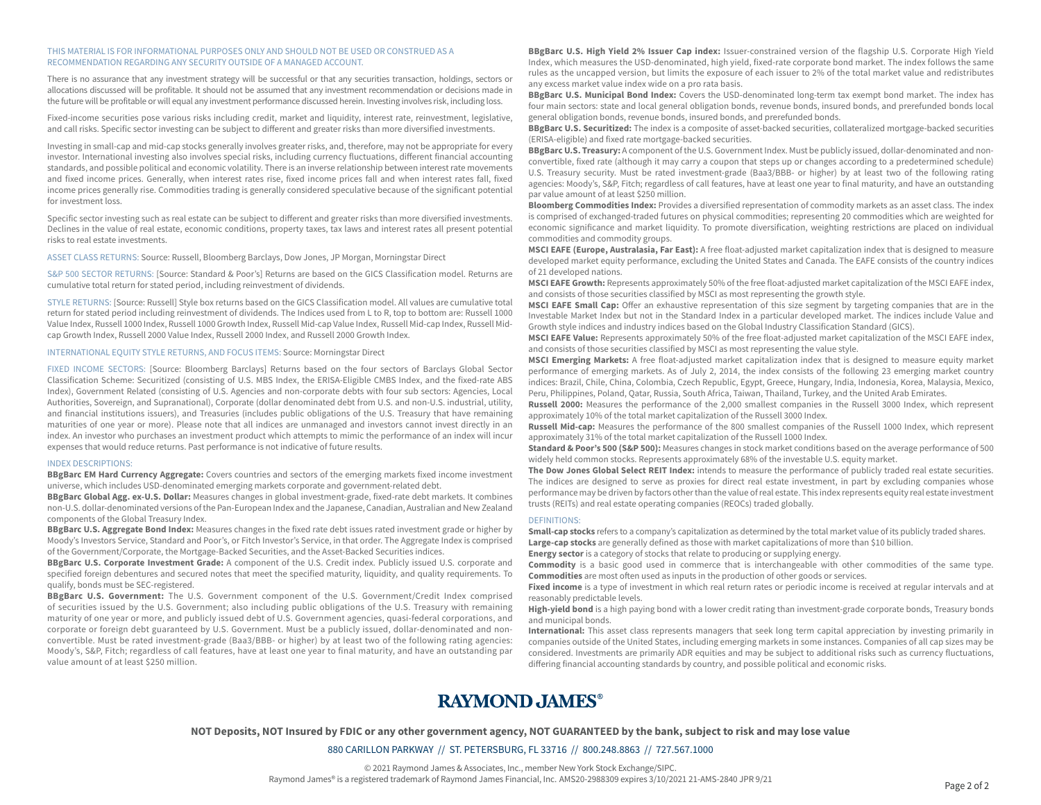THIS MATERIAL IS FOR INFORMATIONAL PURPOSES ONLY AND SHOULD NOT BE USED OR CONSTRUED AS A RECOMMENDATION REGARDING ANY SECURITY OUTSIDE OF A MANAGED ACCOUNT.

There is no assurance that any investment strategy will be successful or that any securities transaction, holdings, sectors or allocations discussed will be profitable. It should not be assumed that any investment recommendation or decisions made in the future will be profitable or will equal any investment performance discussed herein. Investing involves risk, including loss.

Fixed-income securities pose various risks including credit, market and liquidity, interest rate, reinvestment, legislative, and call risks. Specific sector investing can be subject to different and greater risks than more diversified investments.

Investing in small-cap and mid-cap stocks generally involves greater risks, and, therefore, may not be appropriate for every investor. International investing also involves special risks, including currency fluctuations, different financial accounting standards, and possible political and economic volatility. There is an inverse relationship between interest rate movements and fixed income prices. Generally, when interest rates rise, fixed income prices fall and when interest rates fall, fixed income prices generally rise. Commodities trading is generally considered speculative because of the significant potential for investment loss.

Specific sector investing such as real estate can be subject to different and greater risks than more diversified investments. Declines in the value of real estate, economic conditions, property taxes, tax laws and interest rates all present potential risks to real estate investments.

ASSET CLASS RETURNS: Source: Russell, Bloomberg Barclays, Dow Jones, JP Morgan, Morningstar Direct

S&P 500 SECTOR RETURNS: [Source: Standard & Poor's] Returns are based on the GICS Classification model. Returns are cumulative total return for stated period, including reinvestment of dividends.

STYLE RETURNS: [Source: Russell] Style box returns based on the GICS Classification model. All values are cumulative total return for stated period including reinvestment of dividends. The Indices used from L to R, top to bottom are: Russell 1000 Value Index, Russell 1000 Index, Russell 1000 Growth Index, Russell Mid-cap Value Index, Russell Mid-cap Index, Russell Mid-cap Growth Index, Russell 2000 Value Index, Russell 2000 Index, and Russell 2000 Growth Index.

INTERNATIONAL EQUITY STYLE RETURNS, AND FOCUS ITEMS: Source: Morningstar Direct

FIXED INCOME SECTORS: [Source: Bloomberg Barclays] Returns based on the four sectors of Barclays Global Sector Classification Scheme: Securitized (consisting of U.S. MBS Index, the ERISA-Eligible CMBS Index, and the fixed-rate ABS Index), Government Related (consisting of U.S. Agencies and non-corporate debts with four sub sectors: Agencies, Local Authorities, Sovereign, and Supranational), Corporate (dollar denominated debt from U.S. and non-U.S. industrial, utility, and financial institutions issuers), and Treasuries (includes public obligations of the U.S. Treasury that have remaining maturities of one year or more). Please note that all indices are unmanaged and investors cannot invest directly in an index. An investor who purchases an investment product which attempts to mimic the performance of an index will incur expenses that would reduce returns. Past performance is not indicative of future results.

## INDEX DESCRIPTIONS:

**BBgBarc EM Hard Currency Aggregate:** Covers countries and sectors of the emerging markets fixed income investment universe, which includes USD-denominated emerging markets corporate and government-related debt.

**BBgBarc Global Agg. ex-U.S. Dollar:** Measures changes in global investment-grade, fixed-rate debt markets. It combines non-U.S. dollar-denominated versions of the Pan-European Index and the Japanese, Canadian, Australian and New Zealand components of the Global Treasury Index.

**BBgBarc U.S. Aggregate Bond Index:** Measures changes in the fixed rate debt issues rated investment grade or higher by Moody's Investors Service, Standard and Poor's, or Fitch Investor's Service, in that order. The Aggregate Index is comprised of the Government/Corporate, the Mortgage-Backed Securities, and the Asset-Backed Securities indices.

**BBgBarc U.S. Corporate Investment Grade:** A component of the U.S. Credit index. Publicly issued U.S. corporate and specified foreign debentures and secured notes that meet the specified maturity, liquidity, and quality requirements. To qualify, bonds must be SEC-registered.

**BBgBarc U.S. Government:** The U.S. Government component of the U.S. Government/Credit Index comprised of securities issued by the U.S. Government; also including public obligations of the U.S. Treasury with remaining maturity of one year or more, and publicly issued debt of U.S. Government agencies, quasi-federal corporations, and corporate or foreign debt guaranteed by U.S. Government. Must be a publicly issued, dollar-denominated and non-convertible. Must be rated investment-grade (Baa3/BBB- or higher) by at least two of the following rating agencies: Moody's, S&P, Fitch; regardless of call features, have at least one year to final maturity, and have an outstanding par value amount of at least $250 million.

**BBgBarc U.S. High Yield 2% Issuer Cap index:** Issuer-constrained version of the flagship U.S. Corporate High Yield Index, which measures the USD-denominated, high yield, fixed-rate corporate bond market. The index follows the same rules as the uncapped version, but limits the exposure of each issuer to 2% of the total market value and redistributes any excess market value index wide on a pro rata basis.

**BBgBarc U.S. Municipal Bond Index:** Covers the USD-denominated long-term tax exempt bond market. The index has four main sectors: state and local general obligation bonds, revenue bonds, insured bonds, and prerefunded bonds local general obligation bonds, revenue bonds, insured bonds, and prerefunded bonds.

**BBgBarc U.S. Securitized:** The index is a composite of asset-backed securities, collateralized mortgage-backed securities (ERISA-eligible) and fixed rate mortgage-backed securities.

**BBgBarc U.S. Treasury:** A component of the U.S. Government Index. Must be publicly issued, dollar-denominated and non-convertible, fixed rate (although it may carry a coupon that steps up or changes according to a predetermined schedule) U.S. Treasury security. Must be rated investment-grade (Baa3/BBB- or higher) by at least two of the following rating agencies: Moody's, S&P, Fitch; regardless of call features, have at least one year to final maturity, and have an outstanding par value amount of at least $250 million.

**Bloomberg Commodities Index:** Provides a diversified representation of commodity markets as an asset class. The index is comprised of exchanged-traded futures on physical commodities; representing 20 commodities which are weighted for economic significance and market liquidity. To promote diversification, weighting restrictions are placed on individual commodities and commodity groups.

**MSCI EAFE (Europe, Australasia, Far East):** A free float-adjusted market capitalization index that is designed to measure developed market equity performance, excluding the United States and Canada. The EAFE consists of the country indices of 21 developed nations.

**MSCI EAFE Growth:** Represents approximately 50% of the free float-adjusted market capitalization of the MSCI EAFE index, and consists of those securities classified by MSCI as most representing the growth style.

**MSCI EAFE Small Cap:** Offer an exhaustive representation of this size segment by targeting companies that are in the Investable Market Index but not in the Standard Index in a particular developed market. The indices include Value and Growth style indices and industry indices based on the Global Industry Classification Standard (GICS).

**MSCI EAFE Value:** Represents approximately 50% of the free float-adjusted market capitalization of the MSCI EAFE index, and consists of those securities classified by MSCI as most representing the value style.

**MSCI Emerging Markets:** A free float-adjusted market capitalization index that is designed to measure equity market performance of emerging markets. As of July 2, 2014, the index consists of the following 23 emerging market country indices: Brazil, Chile, China, Colombia, Czech Republic, Egypt, Greece, Hungary, India, Indonesia, Korea, Malaysia, Mexico, Peru, Philippines, Poland, Qatar, Russia, South Africa, Taiwan, Thailand, Turkey, and the United Arab Emirates.

**Russell 2000:** Measures the performance of the 2,000 smallest companies in the Russell 3000 Index, which represent approximately 10% of the total market capitalization of the Russell 3000 Index.

**Russell Mid-cap:** Measures the performance of the 800 smallest companies of the Russell 1000 Index, which represent approximately 31% of the total market capitalization of the Russell 1000 Index.

**Standard & Poor's 500 (S&P 500):** Measures changes in stock market conditions based on the average performance of 500 widely held common stocks. Represents approximately 68% of the investable U.S. equity market.

**The Dow Jones Global Select REIT Index:** intends to measure the performance of publicly traded real estate securities. The indices are designed to serve as proxies for direct real estate investment, in part by excluding companies whose performance may be driven by factors other than the value of real estate. This index represents equity real estate investment trusts (REITs) and real estate operating companies (REOCs) traded globally.

## DEFINITIONS:

**Small-cap stocks** refers to a company's capitalization as determined by the total market value of its publicly traded shares.

**Large-cap stocks** are generally defined as those with market capitalizations of more than $10 billion.

**Energy sector** is a category of stocks that relate to producing or supplying energy.

**Commodity** is a basic good used in commerce that is interchangeable with other commodities of the same type. **Commodities** are most often used as inputs in the production of other goods or services.

**Fixed income** is a type of investment in which real return rates or periodic income is received at regular intervals and at reasonably predictable levels.

**High-yield bond** is a high paying bond with a lower credit rating than investment-grade corporate bonds, Treasury bonds and municipal bonds.

**International:** This asset class represents managers that seek long term capital appreciation by investing primarily in companies outside of the United States, including emerging markets in some instances. Companies of all cap sizes may be considered. Investments are primarily ADR equities and may be subject to additional risks such as currency fluctuations, differing financial accounting standards by country, and possible political and economic risks.

**RAYMOND JAMES®**

**NOT Deposits, NOT Insured by FDIC or any other government agency, NOT GUARANTEED by the bank, subject to risk and may lose value**

880 CARILLON PARKWAY // ST. PETERSBURG, FL 33716 // 800.248.8863 // 727.567.1000

© 2021 Raymond James & Associates, Inc., member New York Stock Exchange/SIPC.
Raymond James® is a registered trademark of Raymond James Financial, Inc. AMS20-2988309 expires 3/10/2021 21-AMS-2840 JPR 9/21